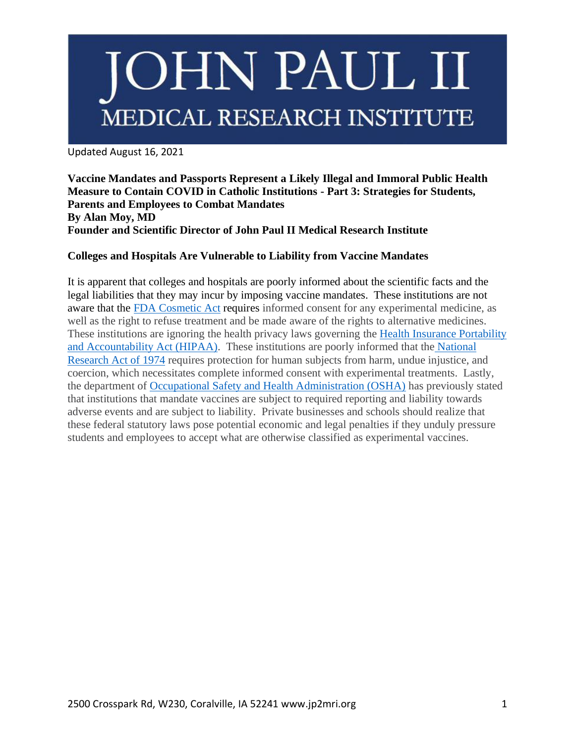# JOHN PAUL II MEDICAL RESEARCH INSTITUTE

Updated August 16, 2021

**Vaccine Mandates and Passports Represent a Likely Illegal and Immoral Public Health Measure to Contain COVID in Catholic Institutions - Part 3: Strategies for Students, Parents and Employees to Combat Mandates**
**By Alan Moy, MD**
**Founder and Scientific Director of John Paul II Medical Research Institute**

## Colleges and Hospitals Are Vulnerable to Liability from Vaccine Mandates

It is apparent that colleges and hospitals are poorly informed about the scientific facts and the legal liabilities that they may incur by imposing vaccine mandates. These institutions are not aware that the FDA Cosmetic Act requires informed consent for any experimental medicine, as well as the right to refuse treatment and be made aware of the rights to alternative medicines. These institutions are ignoring the health privacy laws governing the Health Insurance Portability and Accountability Act (HIPAA). These institutions are poorly informed that the National Research Act of 1974 requires protection for human subjects from harm, undue injustice, and coercion, which necessitates complete informed consent with experimental treatments. Lastly, the department of Occupational Safety and Health Administration (OSHA) has previously stated that institutions that mandate vaccines are subject to required reporting and liability towards adverse events and are subject to liability. Private businesses and schools should realize that these federal statutory laws pose potential economic and legal penalties if they unduly pressure students and employees to accept what are otherwise classified as experimental vaccines.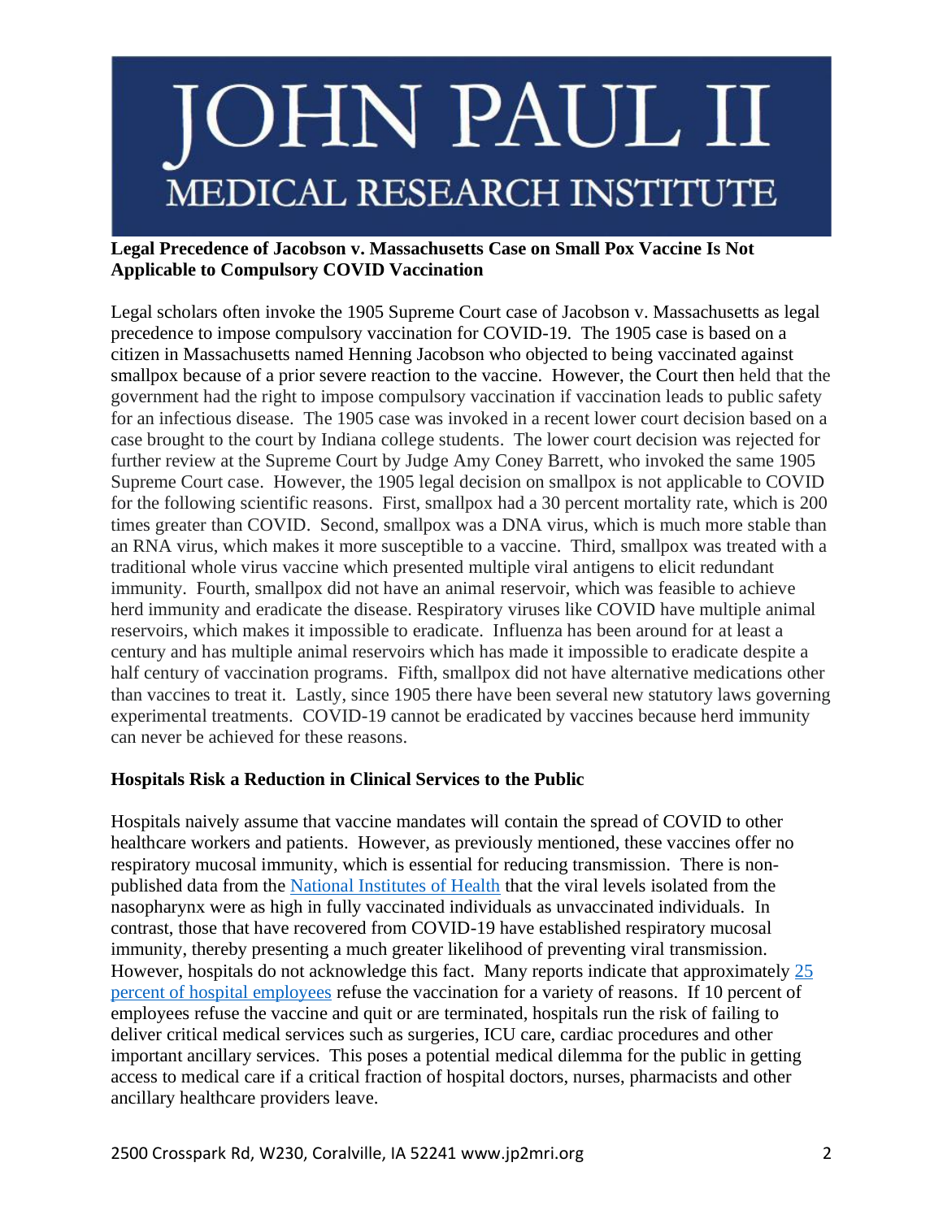# JOHN PAUL II MEDICAL RESEARCH INSTITUTE

**Legal Precedence of Jacobson v. Massachusetts Case on Small Pox Vaccine Is Not Applicable to Compulsory COVID Vaccination**

Legal scholars often invoke the 1905 Supreme Court case of Jacobson v. Massachusetts as legal precedence to impose compulsory vaccination for COVID-19. The 1905 case is based on a citizen in Massachusetts named Henning Jacobson who objected to being vaccinated against smallpox because of a prior severe reaction to the vaccine. However, the Court then held that the government had the right to impose compulsory vaccination if vaccination leads to public safety for an infectious disease. The 1905 case was invoked in a recent lower court decision based on a case brought to the court by Indiana college students. The lower court decision was rejected for further review at the Supreme Court by Judge Amy Coney Barrett, who invoked the same 1905 Supreme Court case. However, the 1905 legal decision on smallpox is not applicable to COVID for the following scientific reasons. First, smallpox had a 30 percent mortality rate, which is 200 times greater than COVID. Second, smallpox was a DNA virus, which is much more stable than an RNA virus, which makes it more susceptible to a vaccine. Third, smallpox was treated with a traditional whole virus vaccine which presented multiple viral antigens to elicit redundant immunity. Fourth, smallpox did not have an animal reservoir, which was feasible to achieve herd immunity and eradicate the disease. Respiratory viruses like COVID have multiple animal reservoirs, which makes it impossible to eradicate. Influenza has been around for at least a century and has multiple animal reservoirs which has made it impossible to eradicate despite a half century of vaccination programs. Fifth, smallpox did not have alternative medications other than vaccines to treat it. Lastly, since 1905 there have been several new statutory laws governing experimental treatments. COVID-19 cannot be eradicated by vaccines because herd immunity can never be achieved for these reasons.

**Hospitals Risk a Reduction in Clinical Services to the Public**

Hospitals naively assume that vaccine mandates will contain the spread of COVID to other healthcare workers and patients. However, as previously mentioned, these vaccines offer no respiratory mucosal immunity, which is essential for reducing transmission. There is non-published data from the National Institutes of Health that the viral levels isolated from the nasopharynx were as high in fully vaccinated individuals as unvaccinated individuals. In contrast, those that have recovered from COVID-19 have established respiratory mucosal immunity, thereby presenting a much greater likelihood of preventing viral transmission. However, hospitals do not acknowledge this fact. Many reports indicate that approximately 25 percent of hospital employees refuse the vaccination for a variety of reasons. If 10 percent of employees refuse the vaccine and quit or are terminated, hospitals run the risk of failing to deliver critical medical services such as surgeries, ICU care, cardiac procedures and other important ancillary services. This poses a potential medical dilemma for the public in getting access to medical care if a critical fraction of hospital doctors, nurses, pharmacists and other ancillary healthcare providers leave.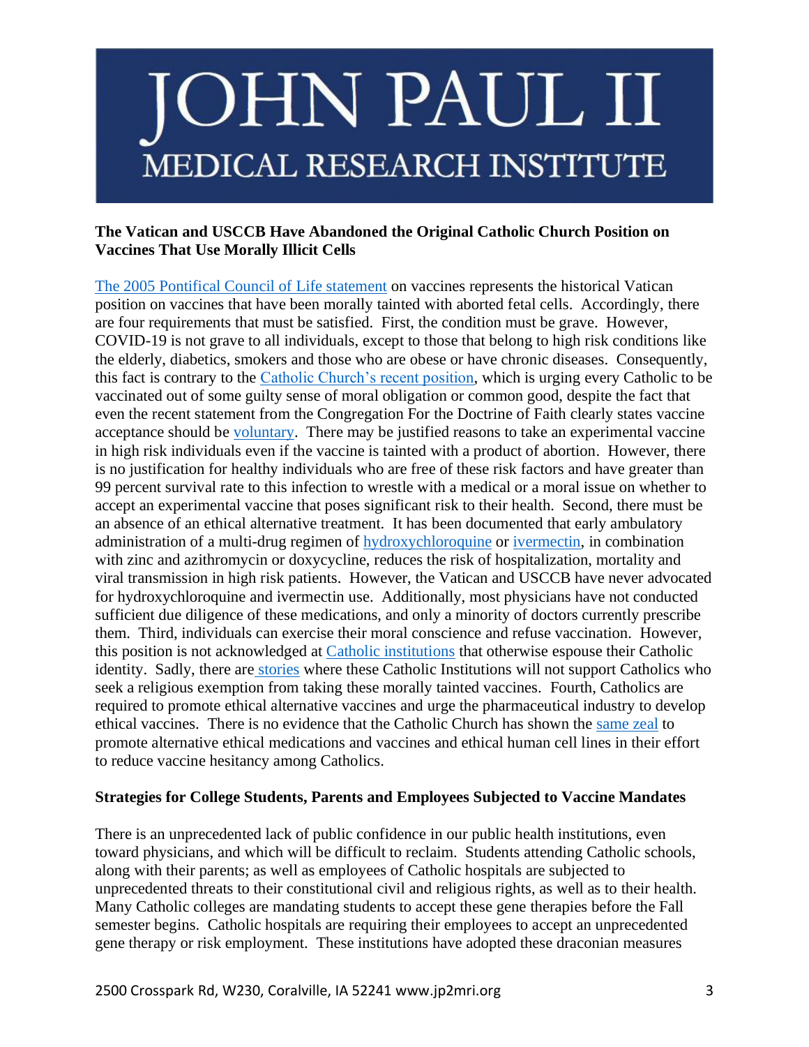# JOHN PAUL II MEDICAL RESEARCH INSTITUTE

**The Vatican and USCCB Have Abandoned the Original Catholic Church Position on Vaccines That Use Morally Illicit Cells**

The 2005 Pontifical Council of Life statement on vaccines represents the historical Vatican position on vaccines that have been morally tainted with aborted fetal cells. Accordingly, there are four requirements that must be satisfied. First, the condition must be grave. However, COVID-19 is not grave to all individuals, except to those that belong to high risk conditions like the elderly, diabetics, smokers and those who are obese or have chronic diseases. Consequently, this fact is contrary to the Catholic Church's recent position, which is urging every Catholic to be vaccinated out of some guilty sense of moral obligation or common good, despite the fact that even the recent statement from the Congregation For the Doctrine of Faith clearly states vaccine acceptance should be voluntary. There may be justified reasons to take an experimental vaccine in high risk individuals even if the vaccine is tainted with a product of abortion. However, there is no justification for healthy individuals who are free of these risk factors and have greater than 99 percent survival rate to this infection to wrestle with a medical or a moral issue on whether to accept an experimental vaccine that poses significant risk to their health. Second, there must be an absence of an ethical alternative treatment. It has been documented that early ambulatory administration of a multi-drug regimen of hydroxychloroquine or ivermectin, in combination with zinc and azithromycin or doxycycline, reduces the risk of hospitalization, mortality and viral transmission in high risk patients. However, the Vatican and USCCB have never advocated for hydroxychloroquine and ivermectin use. Additionally, most physicians have not conducted sufficient due diligence of these medications, and only a minority of doctors currently prescribe them. Third, individuals can exercise their moral conscience and refuse vaccination. However, this position is not acknowledged at Catholic institutions that otherwise espouse their Catholic identity. Sadly, there are stories where these Catholic Institutions will not support Catholics who seek a religious exemption from taking these morally tainted vaccines. Fourth, Catholics are required to promote ethical alternative vaccines and urge the pharmaceutical industry to develop ethical vaccines. There is no evidence that the Catholic Church has shown the same zeal to promote alternative ethical medications and vaccines and ethical human cell lines in their effort to reduce vaccine hesitancy among Catholics.

**Strategies for College Students, Parents and Employees Subjected to Vaccine Mandates**

There is an unprecedented lack of public confidence in our public health institutions, even toward physicians, and which will be difficult to reclaim. Students attending Catholic schools, along with their parents; as well as employees of Catholic hospitals are subjected to unprecedented threats to their constitutional civil and religious rights, as well as to their health. Many Catholic colleges are mandating students to accept these gene therapies before the Fall semester begins. Catholic hospitals are requiring their employees to accept an unprecedented gene therapy or risk employment. These institutions have adopted these draconian measures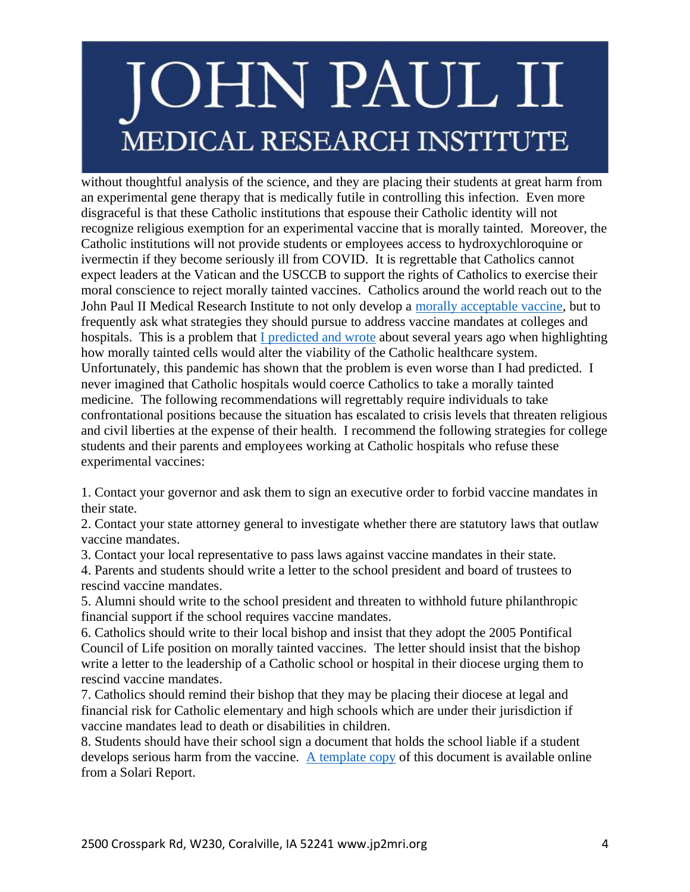without thoughtful analysis of the science, and they are placing their students at great harm from an experimental gene therapy that is medically futile in controlling this infection. Even more disgraceful is that these Catholic institutions that espouse their Catholic identity will not recognize religious exemption for an experimental vaccine that is morally tainted. Moreover, the Catholic institutions will not provide students or employees access to hydroxychloroquine or ivermectin if they become seriously ill from COVID. It is regrettable that Catholics cannot expect leaders at the Vatican and the USCCB to support the rights of Catholics to exercise their moral conscience to reject morally tainted vaccines. Catholics around the world reach out to the John Paul II Medical Research Institute to not only develop a morally acceptable vaccine, but to frequently ask what strategies they should pursue to address vaccine mandates at colleges and hospitals. This is a problem that I predicted and wrote about several years ago when highlighting how morally tainted cells would alter the viability of the Catholic healthcare system. Unfortunately, this pandemic has shown that the problem is even worse than I had predicted. I never imagined that Catholic hospitals would coerce Catholics to take a morally tainted medicine. The following recommendations will regrettably require individuals to take confrontational positions because the situation has escalated to crisis levels that threaten religious and civil liberties at the expense of their health. I recommend the following strategies for college students and their parents and employees working at Catholic hospitals who refuse these experimental vaccines:

1. Contact your governor and ask them to sign an executive order to forbid vaccine mandates in their state.
2. Contact your state attorney general to investigate whether there are statutory laws that outlaw vaccine mandates.
3. Contact your local representative to pass laws against vaccine mandates in their state.
4. Parents and students should write a letter to the school president and board of trustees to rescind vaccine mandates.
5. Alumni should write to the school president and threaten to withhold future philanthropic financial support if the school requires vaccine mandates.
6. Catholics should write to their local bishop and insist that they adopt the 2005 Pontifical Council of Life position on morally tainted vaccines. The letter should insist that the bishop write a letter to the leadership of a Catholic school or hospital in their diocese urging them to rescind vaccine mandates.
7. Catholics should remind their bishop that they may be placing their diocese at legal and financial risk for Catholic elementary and high schools which are under their jurisdiction if vaccine mandates lead to death or disabilities in children.
8. Students should have their school sign a document that holds the school liable if a student develops serious harm from the vaccine. A template copy of this document is available online from a Solari Report.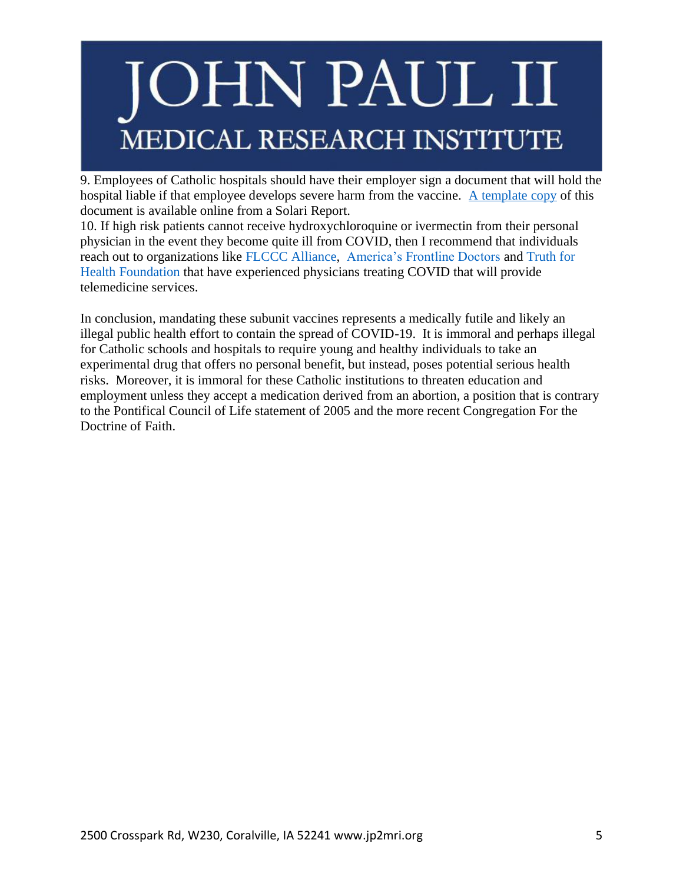9. Employees of Catholic hospitals should have their employer sign a document that will hold the hospital liable if that employee develops severe harm from the vaccine. A template copy of this document is available online from a Solari Report.

10. If high risk patients cannot receive hydroxychloroquine or ivermectin from their personal physician in the event they become quite ill from COVID, then I recommend that individuals reach out to organizations like FLCCC Alliance, America's Frontline Doctors and Truth for Health Foundation that have experienced physicians treating COVID that will provide telemedicine services.

In conclusion, mandating these subunit vaccines represents a medically futile and likely an illegal public health effort to contain the spread of COVID-19. It is immoral and perhaps illegal for Catholic schools and hospitals to require young and healthy individuals to take an experimental drug that offers no personal benefit, but instead, poses potential serious health risks. Moreover, it is immoral for these Catholic institutions to threaten education and employment unless they accept a medication derived from an abortion, a position that is contrary to the Pontifical Council of Life statement of 2005 and the more recent Congregation For the Doctrine of Faith.